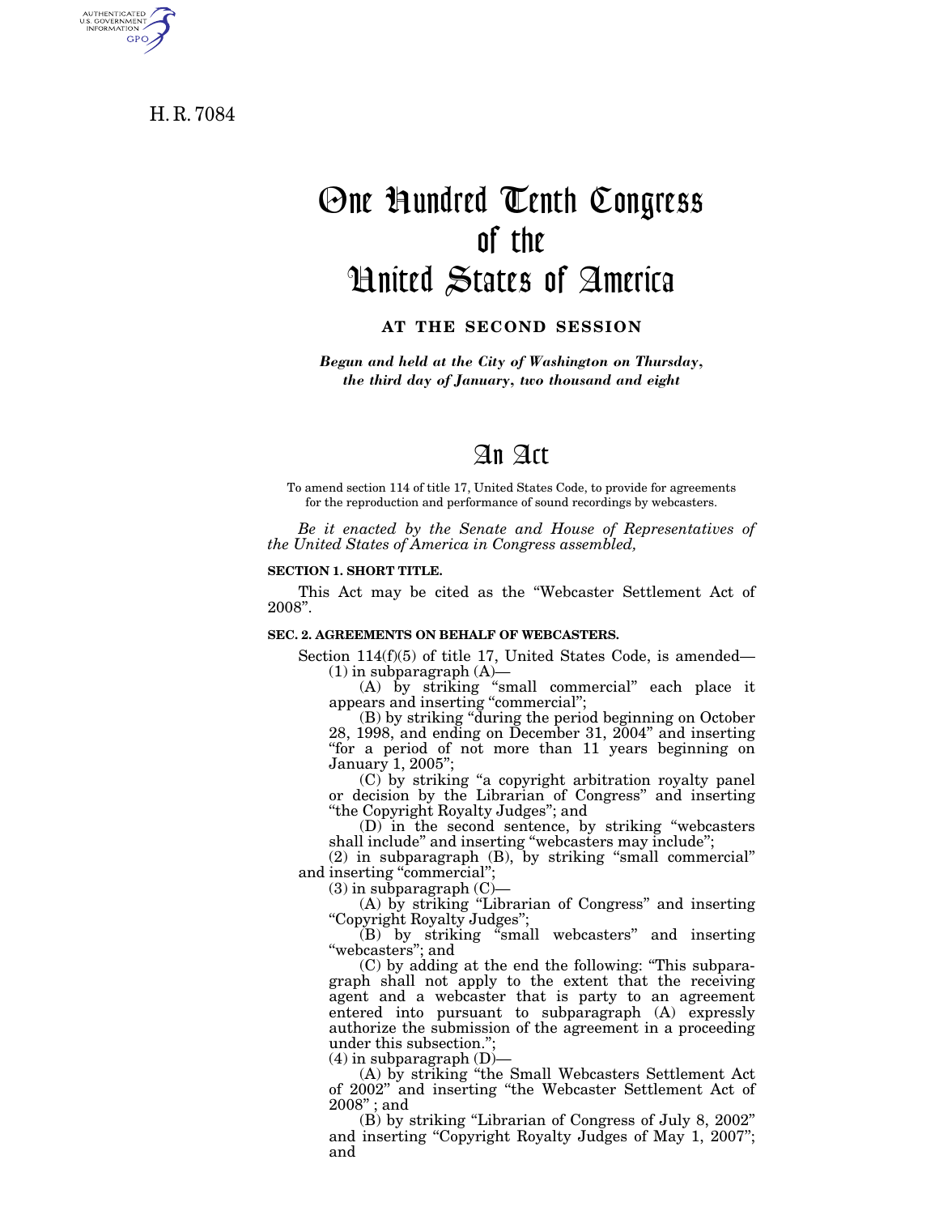H. R. 7084

# One Hundred Tenth Congress of the United States of America

**AT THE SECOND SESSION**

*Begun and held at the City of Washington on Thursday, the third day of January, two thousand and eight*

# An Act

To amend section 114 of title 17, United States Code, to provide for agreements for the reproduction and performance of sound recordings by webcasters.

*Be it enacted by the Senate and House of Representatives of the United States of America in Congress assembled,*

**SECTION 1. SHORT TITLE.**

This Act may be cited as the "Webcaster Settlement Act of 2008".

**SEC. 2. AGREEMENTS ON BEHALF OF WEBCASTERS.**

Section 114(f)(5) of title 17, United States Code, is amended—

(1) in subparagraph (A)—

(A) by striking "small commercial" each place it appears and inserting "commercial";

(B) by striking "during the period beginning on October 28, 1998, and ending on December 31, 2004" and inserting "for a period of not more than 11 years beginning on January 1, 2005";

(C) by striking "a copyright arbitration royalty panel or decision by the Librarian of Congress" and inserting "the Copyright Royalty Judges"; and

(D) in the second sentence, by striking "webcasters shall include" and inserting "webcasters may include";

(2) in subparagraph (B), by striking "small commercial" and inserting "commercial";

(3) in subparagraph (C)—

(A) by striking "Librarian of Congress" and inserting "Copyright Royalty Judges";

(B) by striking "small webcasters" and inserting "webcasters"; and

(C) by adding at the end the following: "This subparagraph shall not apply to the extent that the receiving agent and a webcaster that is party to an agreement entered into pursuant to subparagraph (A) expressly authorize the submission of the agreement in a proceeding under this subsection.";

(4) in subparagraph (D)—

(A) by striking "the Small Webcasters Settlement Act of 2002" and inserting "the Webcaster Settlement Act of 2008"; and

(B) by striking "Librarian of Congress of July 8, 2002" and inserting "Copyright Royalty Judges of May 1, 2007"; and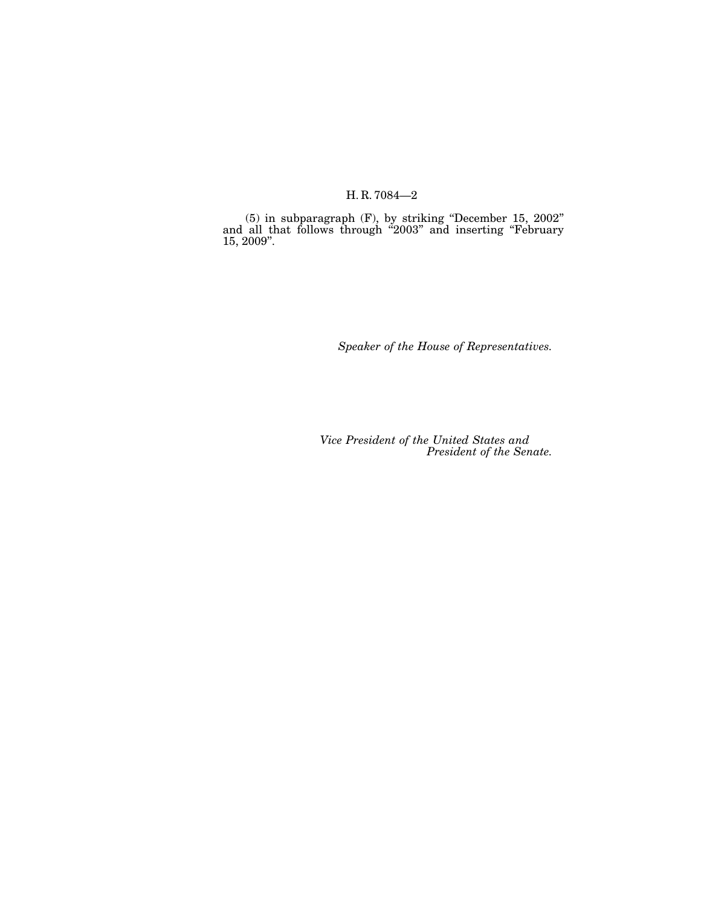(5) in subparagraph (F), by striking "December 15, 2002" and all that follows through "2003" and inserting "February 15, 2009".

*Speaker of the House of Representatives.*

*Vice President of the United States and President of the Senate.*